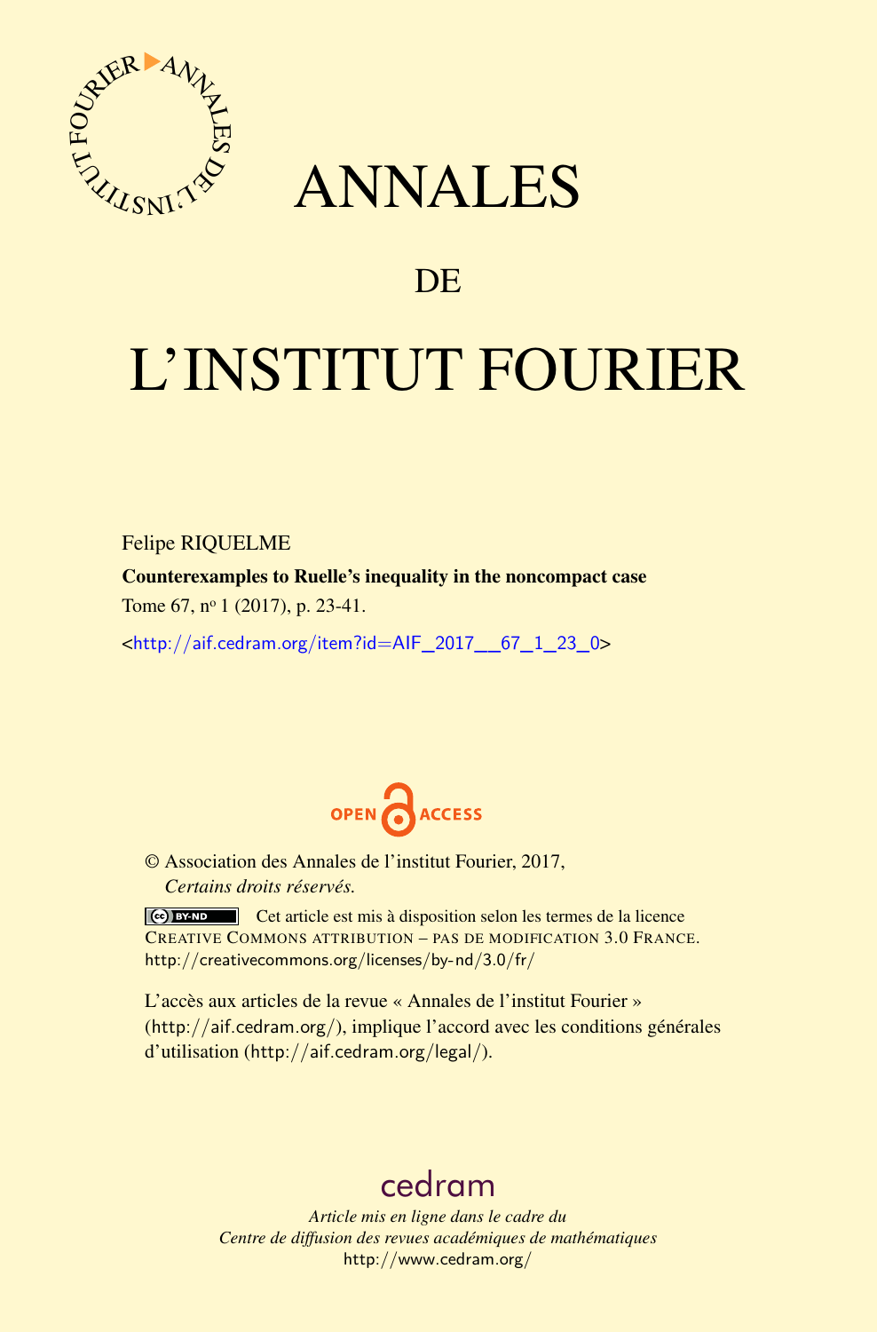# ANNALES

## DE

# L'INSTITUT FOURIER

Felipe RIQUELME

**Counterexamples to Ruelle's inequality in the noncompact case**

Tome 67, nº 1 (2017), p. 23-41.

<http://aif.cedram.org/item?id=AIF_2017__67_1_23_0>

OPEN ACCESS

© Association des Annales de l'institut Fourier, 2017,
*Certains droits réservés.*

Cet article est mis à disposition selon les termes de la licence CREATIVE COMMONS ATTRIBUTION – PAS DE MODIFICATION 3.0 FRANCE.
http://creativecommons.org/licenses/by-nd/3.0/fr/

L'accès aux articles de la revue « Annales de l'institut Fourier » (http://aif.cedram.org/), implique l'accord avec les conditions générales d'utilisation (http://aif.cedram.org/legal/).

cedram

*Article mis en ligne dans le cadre du*
*Centre de diffusion des revues académiques de mathématiques*
http://www.cedram.org/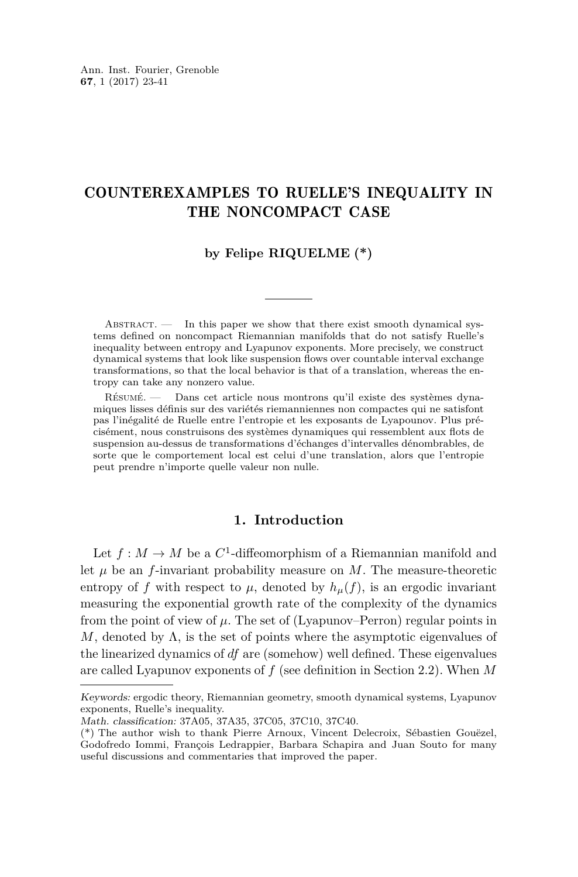# COUNTEREXAMPLES TO RUELLE'S INEQUALITY IN THE NONCOMPACT CASE

**by Felipe RIQUELME (*)**

Abstract. — In this paper we show that there exist smooth dynamical systems defined on noncompact Riemannian manifolds that do not satisfy Ruelle's inequality between entropy and Lyapunov exponents. More precisely, we construct dynamical systems that look like suspension flows over countable interval exchange transformations, so that the local behavior is that of a translation, whereas the entropy can take any nonzero value.

Résumé. — Dans cet article nous montrons qu'il existe des systèmes dynamiques lisses définis sur des variétés riemanniennes non compactes qui ne satisfont pas l'inégalité de Ruelle entre l'entropie et les exposants de Lyapounov. Plus précisément, nous construisons des systèmes dynamiques qui ressemblent aux flots de suspension au-dessus de transformations d'échanges d'intervalles dénombrables, de sorte que le comportement local est celui d'une translation, alors que l'entropie peut prendre n'importe quelle valeur non nulle.

## 1. Introduction

Let $f : M \to M$ be a $C^1$-diffeomorphism of a Riemannian manifold and let $\mu$ be an $f$-invariant probability measure on $M$. The measure-theoretic entropy of $f$ with respect to $\mu$, denoted by $h_\mu(f)$, is an ergodic invariant measuring the exponential growth rate of the complexity of the dynamics from the point of view of $\mu$. The set of (Lyapunov–Perron) regular points in $M$, denoted by $\Lambda$, is the set of points where the asymptotic eigenvalues of the linearized dynamics of $df$ are (somehow) well defined. These eigenvalues are called Lyapunov exponents of $f$ (see definition in Section 2.2). When $M$

---

*Keywords:* ergodic theory, Riemannian geometry, smooth dynamical systems, Lyapunov exponents, Ruelle's inequality.

*Math. classification:* 37A05, 37A35, 37C05, 37C10, 37C40.

(*) The author wish to thank Pierre Arnoux, Vincent Delecroix, Sébastien Gouëzel, Godofredo Iommi, François Ledrappier, Barbara Schapira and Juan Souto for many useful discussions and commentaries that improved the paper.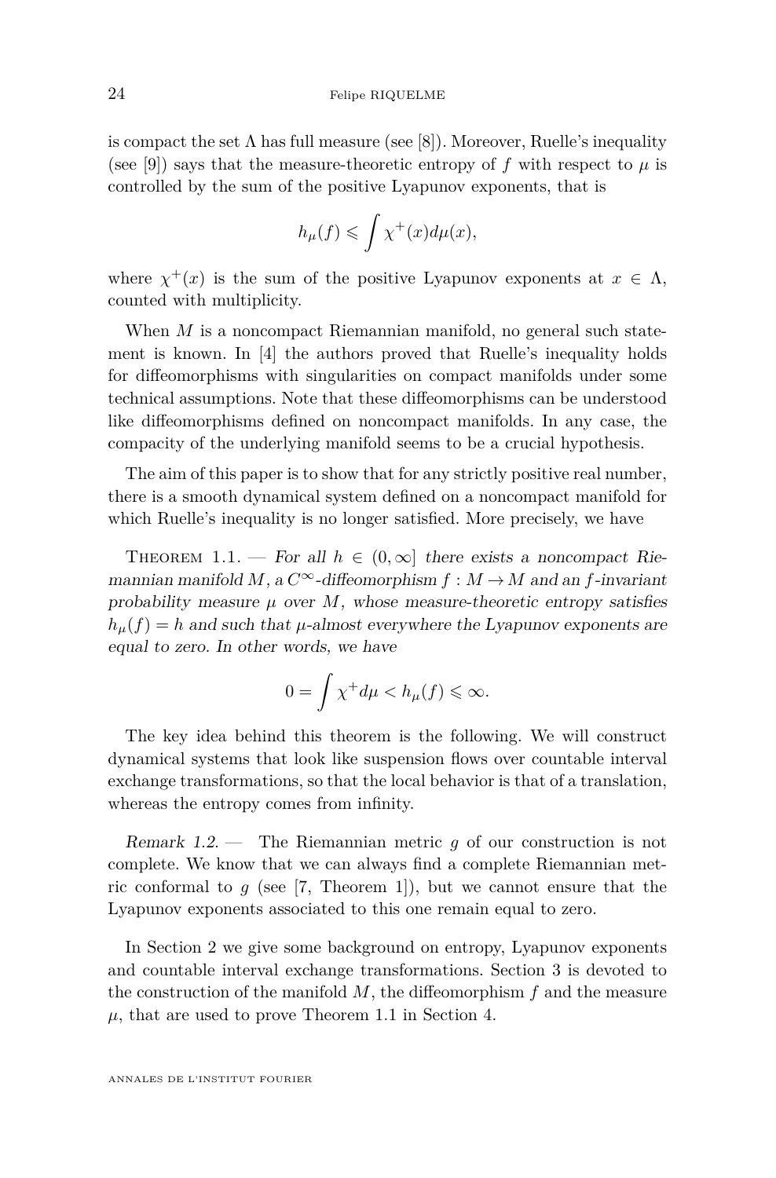is compact the set $\Lambda$ has full measure (see [8]). Moreover, Ruelle's inequality (see [9]) says that the measure-theoretic entropy of $f$ with respect to $\mu$ is controlled by the sum of the positive Lyapunov exponents, that is

$$h_\mu(f) \leqslant \int \chi^+(x) d\mu(x),$$

where $\chi^+(x)$ is the sum of the positive Lyapunov exponents at $x \in \Lambda$, counted with multiplicity.

When $M$ is a noncompact Riemannian manifold, no general such statement is known. In [4] the authors proved that Ruelle's inequality holds for diffeomorphisms with singularities on compact manifolds under some technical assumptions. Note that these diffeomorphisms can be understood like diffeomorphisms defined on noncompact manifolds. In any case, the compacity of the underlying manifold seems to be a crucial hypothesis.

The aim of this paper is to show that for any strictly positive real number, there is a smooth dynamical system defined on a noncompact manifold for which Ruelle's inequality is no longer satisfied. More precisely, we have

Theorem 1.1. — *For all $h \in (0, \infty]$ there exists a noncompact Riemannian manifold $M$, a $C^\infty$-diffeomorphism $f : M \to M$ and an $f$-invariant probability measure $\mu$ over $M$, whose measure-theoretic entropy satisfies $h_\mu(f) = h$ and such that $\mu$-almost everywhere the Lyapunov exponents are equal to zero. In other words, we have*

$$0 = \int \chi^+ d\mu < h_\mu(f) \leqslant \infty.$$

The key idea behind this theorem is the following. We will construct dynamical systems that look like suspension flows over countable interval exchange transformations, so that the local behavior is that of a translation, whereas the entropy comes from infinity.

*Remark 1.2.* — The Riemannian metric $g$ of our construction is not complete. We know that we can always find a complete Riemannian metric conformal to $g$ (see [7, Theorem 1]), but we cannot ensure that the Lyapunov exponents associated to this one remain equal to zero.

In Section 2 we give some background on entropy, Lyapunov exponents and countable interval exchange transformations. Section 3 is devoted to the construction of the manifold $M$, the diffeomorphism $f$ and the measure $\mu$, that are used to prove Theorem 1.1 in Section 4.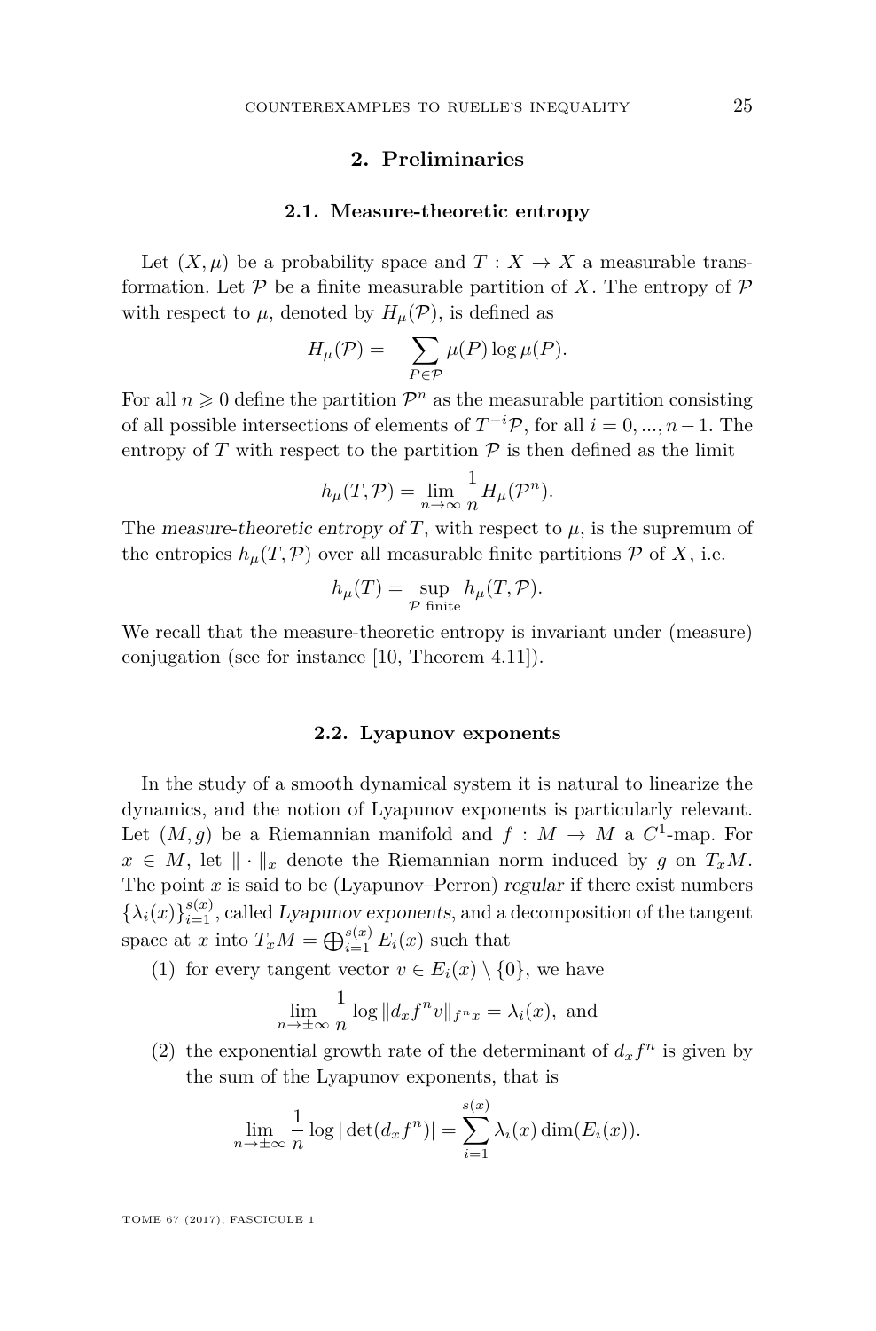## 2. Preliminaries

### 2.1. Measure-theoretic entropy

Let $(X, \mu)$ be a probability space and $T : X \to X$ a measurable transformation. Let $\mathcal{P}$ be a finite measurable partition of $X$. The entropy of $\mathcal{P}$ with respect to $\mu$, denoted by $H_\mu(\mathcal{P})$, is defined as

$$H_\mu(\mathcal{P}) = -\sum_{P \in \mathcal{P}} \mu(P) \log \mu(P).$$

For all $n \geqslant 0$ define the partition $\mathcal{P}^n$ as the measurable partition consisting of all possible intersections of elements of $T^{-i}\mathcal{P}$, for all $i = 0, ..., n-1$. The entropy of $T$ with respect to the partition $\mathcal{P}$ is then defined as the limit

$$h_\mu(T, \mathcal{P}) = \lim_{n \to \infty} \frac{1}{n} H_\mu(\mathcal{P}^n).$$

The *measure-theoretic entropy of* $T$, with respect to $\mu$, is the supremum of the entropies $h_\mu(T, \mathcal{P})$ over all measurable finite partitions $\mathcal{P}$ of $X$, i.e.

$$h_\mu(T) = \sup_{\mathcal{P} \text{ finite}} h_\mu(T, \mathcal{P}).$$

We recall that the measure-theoretic entropy is invariant under (measure) conjugation (see for instance [10, Theorem 4.11]).

### 2.2. Lyapunov exponents

In the study of a smooth dynamical system it is natural to linearize the dynamics, and the notion of Lyapunov exponents is particularly relevant. Let $(M, g)$ be a Riemannian manifold and $f : M \to M$ a $C^1$-map. For $x \in M$, let $\|\cdot\|_x$ denote the Riemannian norm induced by $g$ on $T_xM$. The point $x$ is said to be (Lyapunov–Perron) *regular* if there exist numbers $\{\lambda_i(x)\}_{i=1}^{s(x)}$, called *Lyapunov exponents*, and a decomposition of the tangent space at $x$ into $T_xM = \bigoplus_{i=1}^{s(x)} E_i(x)$ such that

(1) for every tangent vector $v \in E_i(x) \setminus \{0\}$, we have

$$\lim_{n \to \pm\infty} \frac{1}{n} \log \|d_x f^n v\|_{f^n x} = \lambda_i(x), \text{ and}$$

(2) the exponential growth rate of the determinant of $d_x f^n$ is given by the sum of the Lyapunov exponents, that is

$$\lim_{n \to \pm\infty} \frac{1}{n} \log |\det(d_x f^n)| = \sum_{i=1}^{s(x)} \lambda_i(x) \dim(E_i(x)).$$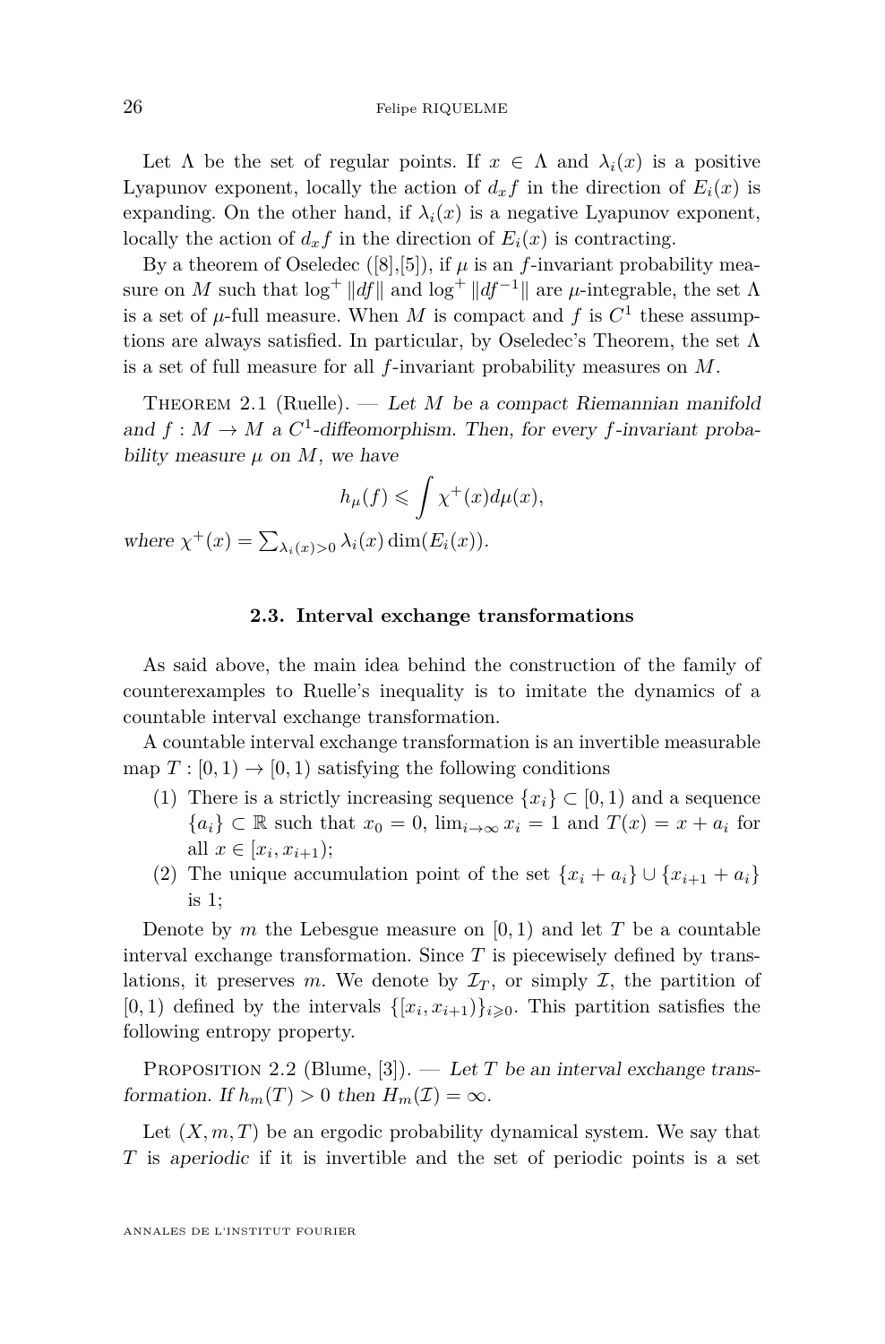Let $\Lambda$ be the set of regular points. If $x \in \Lambda$ and $\lambda_i(x)$ is a positive Lyapunov exponent, locally the action of $d_x f$ in the direction of $E_i(x)$ is expanding. On the other hand, if $\lambda_i(x)$ is a negative Lyapunov exponent, locally the action of $d_x f$ in the direction of $E_i(x)$ is contracting.

By a theorem of Oseledec ([8],[5]), if $\mu$ is an $f$-invariant probability measure on $M$ such that $\log^+ \|df\|$ and $\log^+ \|df^{-1}\|$ are $\mu$-integrable, the set $\Lambda$ is a set of $\mu$-full measure. When $M$ is compact and $f$ is $C^1$ these assumptions are always satisfied. In particular, by Oseledec's Theorem, the set $\Lambda$ is a set of full measure for all $f$-invariant probability measures on $M$.

Theorem 2.1 (Ruelle). — *Let $M$ be a compact Riemannian manifold and $f : M \to M$ a $C^1$-diffeomorphism. Then, for every $f$-invariant probability measure $\mu$ on $M$, we have*

$$h_\mu(f) \leqslant \int \chi^+(x) d\mu(x),$$

*where $\chi^+(x) = \sum_{\lambda_i(x)>0} \lambda_i(x) \dim(E_i(x))$.*

### 2.3. Interval exchange transformations

As said above, the main idea behind the construction of the family of counterexamples to Ruelle's inequality is to imitate the dynamics of a countable interval exchange transformation.

A countable interval exchange transformation is an invertible measurable map $T : [0, 1) \to [0, 1)$ satisfying the following conditions

1. There is a strictly increasing sequence $\{x_i\} \subset [0, 1)$ and a sequence $\{a_i\} \subset \mathbb{R}$ such that $x_0 = 0$, $\lim_{i\to\infty} x_i = 1$ and $T(x) = x + a_i$ for all $x \in [x_i, x_{i+1})$;
2. The unique accumulation point of the set $\{x_i + a_i\} \cup \{x_{i+1} + a_i\}$ is 1;

Denote by $m$ the Lebesgue measure on $[0, 1)$ and let $T$ be a countable interval exchange transformation. Since $T$ is piecewisely defined by translations, it preserves $m$. We denote by $\mathcal{I}_T$, or simply $\mathcal{I}$, the partition of $[0, 1)$ defined by the intervals $\{[x_i, x_{i+1})\}_{i\geqslant 0}$. This partition satisfies the following entropy property.

Proposition 2.2 (Blume, [3]). — *Let $T$ be an interval exchange transformation. If $h_m(T) > 0$ then $H_m(\mathcal{I}) = \infty$.*

Let $(X, m, T)$ be an ergodic probability dynamical system. We say that $T$ is *aperiodic* if it is invertible and the set of periodic points is a set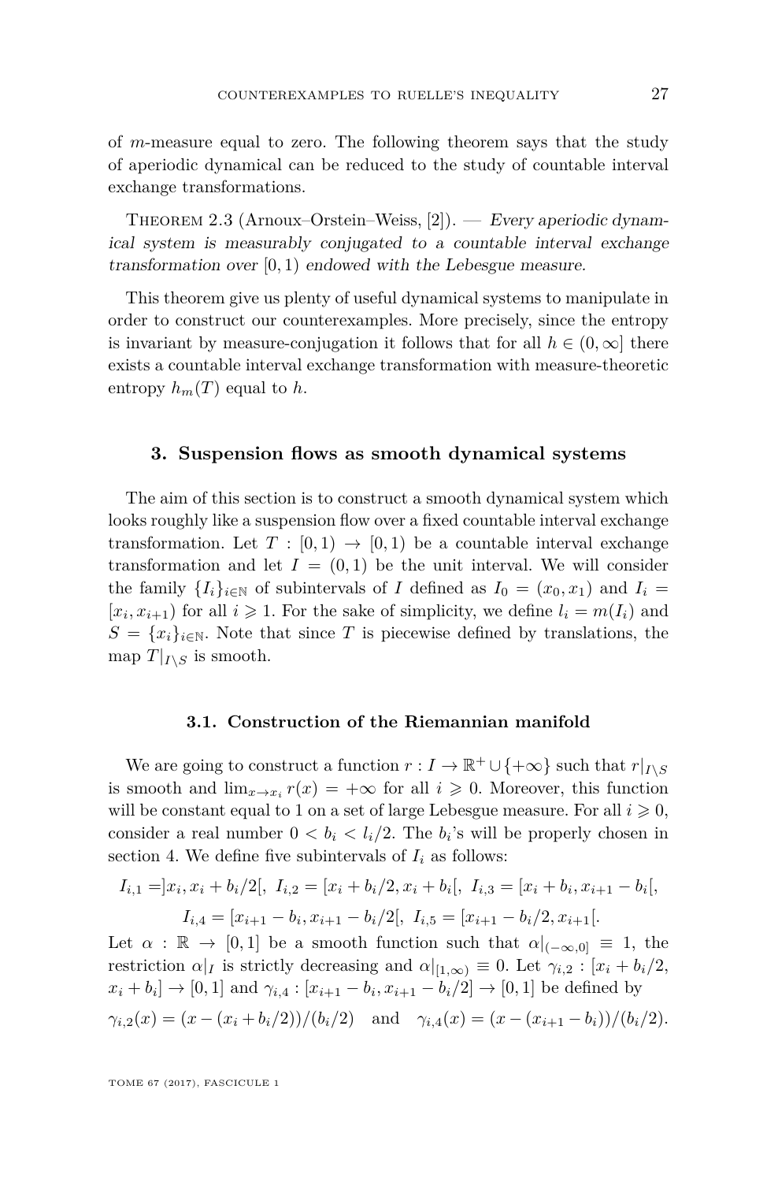of $m$-measure equal to zero. The following theorem says that the study of aperiodic dynamical can be reduced to the study of countable interval exchange transformations.

Theorem 2.3 (Arnoux–Orstein–Weiss, [2]). — *Every aperiodic dynamical system is measurably conjugated to a countable interval exchange transformation over* $[0,1)$ *endowed with the Lebesgue measure.*

This theorem give us plenty of useful dynamical systems to manipulate in order to construct our counterexamples. More precisely, since the entropy is invariant by measure-conjugation it follows that for all $h \in (0,\infty]$ there exists a countable interval exchange transformation with measure-theoretic entropy $h_m(T)$ equal to $h$.

## 3. Suspension flows as smooth dynamical systems

The aim of this section is to construct a smooth dynamical system which looks roughly like a suspension flow over a fixed countable interval exchange transformation. Let $T : [0,1) \to [0,1)$ be a countable interval exchange transformation and let $I = (0,1)$ be the unit interval. We will consider the family $\{I_i\}_{i\in\mathbb{N}}$ of subintervals of $I$ defined as $I_0 = (x_0, x_1)$ and $I_i = [x_i, x_{i+1})$ for all $i \geqslant 1$. For the sake of simplicity, we define $l_i = m(I_i)$ and $S = \{x_i\}_{i\in\mathbb{N}}$. Note that since $T$ is piecewise defined by translations, the map $T|_{I\setminus S}$ is smooth.

### 3.1. Construction of the Riemannian manifold

We are going to construct a function $r : I \to \mathbb{R}^+ \cup \{+\infty\}$ such that $r|_{I\setminus S}$ is smooth and $\lim_{x\to x_i} r(x) = +\infty$ for all $i \geqslant 0$. Moreover, this function will be constant equal to 1 on a set of large Lebesgue measure. For all $i \geqslant 0$, consider a real number $0 < b_i < l_i/2$. The $b_i$'s will be properly chosen in section 4. We define five subintervals of $I_i$ as follows:

$$I_{i,1} = ]x_i, x_i + b_i/2[,\ I_{i,2} = [x_i + b_i/2, x_i + b_i[,\ I_{i,3} = [x_i + b_i, x_{i+1} - b_i[,$$

$$I_{i,4} = [x_{i+1} - b_i, x_{i+1} - b_i/2[,\ I_{i,5} = [x_{i+1} - b_i/2, x_{i+1}[.$$

Let $\alpha : \mathbb{R} \to [0,1]$ be a smooth function such that $\alpha|_{(-\infty,0]} \equiv 1$, the restriction $\alpha|_I$ is strictly decreasing and $\alpha|_{[1,\infty)} \equiv 0$. Let $\gamma_{i,2} : [x_i + b_i/2, x_i + b_i] \to [0,1]$ and $\gamma_{i,4} : [x_{i+1} - b_i, x_{i+1} - b_i/2] \to [0,1]$ be defined by

$$\gamma_{i,2}(x) = (x - (x_i + b_i/2))/(b_i/2) \quad \text{and} \quad \gamma_{i,4}(x) = (x - (x_{i+1} - b_i))/(b_i/2).$$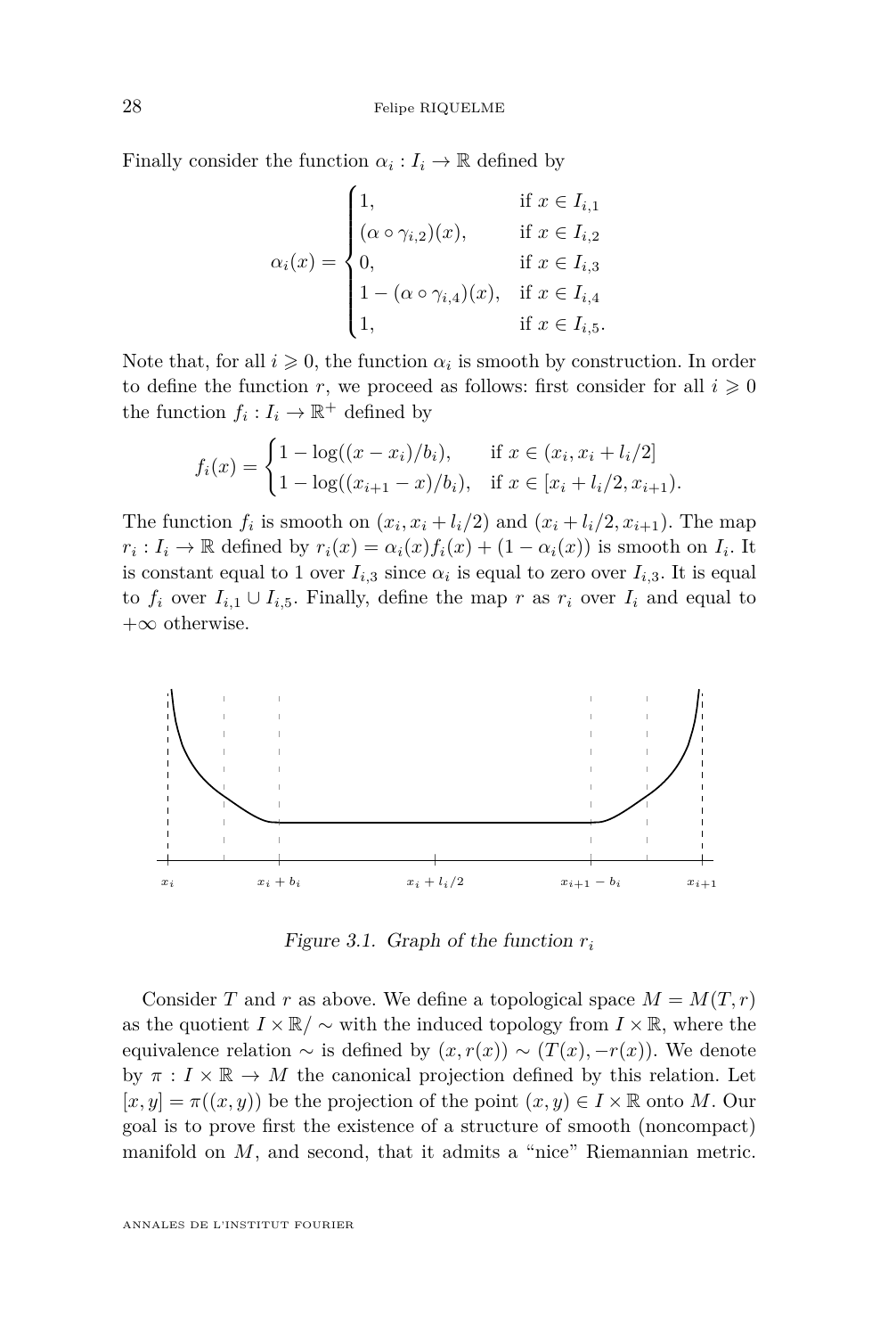Finally consider the function $\alpha_i : I_i \to \mathbb{R}$ defined by

$$\alpha_i(x) = \begin{cases} 1, & \text{if } x \in I_{i,1} \\ (\alpha \circ \gamma_{i,2})(x), & \text{if } x \in I_{i,2} \\ 0, & \text{if } x \in I_{i,3} \\ 1 - (\alpha \circ \gamma_{i,4})(x), & \text{if } x \in I_{i,4} \\ 1, & \text{if } x \in I_{i,5}. \end{cases}$$

Note that, for all $i \geqslant 0$, the function $\alpha_i$ is smooth by construction. In order to define the function $r$, we proceed as follows: first consider for all $i \geqslant 0$ the function $f_i : I_i \to \mathbb{R}^+$ defined by

$$f_i(x) = \begin{cases} 1 - \log((x - x_i)/b_i), & \text{if } x \in (x_i, x_i + l_i/2] \\ 1 - \log((x_{i+1} - x)/b_i), & \text{if } x \in [x_i + l_i/2, x_{i+1}). \end{cases}$$

The function $f_i$ is smooth on $(x_i, x_i + l_i/2)$ and $(x_i + l_i/2, x_{i+1})$. The map $r_i : I_i \to \mathbb{R}$ defined by $r_i(x) = \alpha_i(x) f_i(x) + (1 - \alpha_i(x))$ is smooth on $I_i$. It is constant equal to 1 over $I_{i,3}$ since $\alpha_i$ is equal to zero over $I_{i,3}$. It is equal to $f_i$ over $I_{i,1} \cup I_{i,5}$. Finally, define the map $r$ as $r_i$ over $I_i$ and equal to $+\infty$ otherwise.

*Figure 3.1. Graph of the function $r_i$*

Consider $T$ and $r$ as above. We define a topological space $M = M(T, r)$ as the quotient $I \times \mathbb{R}/\sim$ with the induced topology from $I \times \mathbb{R}$, where the equivalence relation $\sim$ is defined by $(x, r(x)) \sim (T(x), -r(x))$. We denote by $\pi : I \times \mathbb{R} \to M$ the canonical projection defined by this relation. Let $[x, y] = \pi((x, y))$ be the projection of the point $(x, y) \in I \times \mathbb{R}$ onto $M$. Our goal is to prove first the existence of a structure of smooth (noncompact) manifold on $M$, and second, that it admits a "nice" Riemannian metric.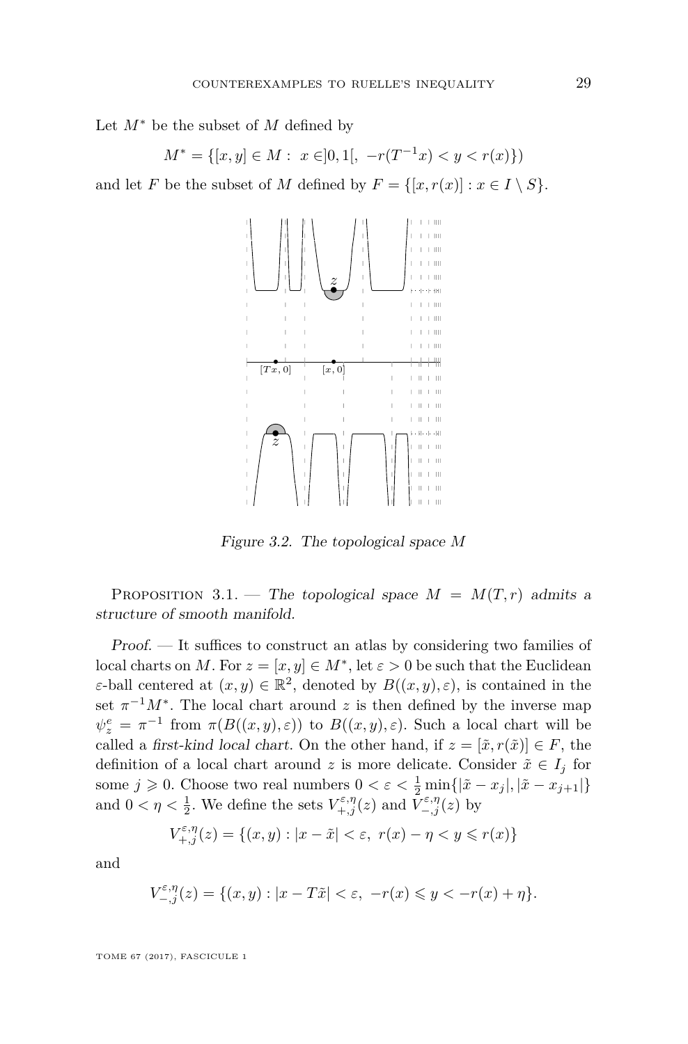Let $M^*$ be the subset of $M$ defined by

$$M^* = \{[x,y] \in M : \ x \in ]0,1[, \ -r(T^{-1}x) < y < r(x)\})$$

and let $F$ be the subset of $M$ defined by $F = \{[x, r(x)] : x \in I \setminus S\}$.

Figure 3.2. The topological space $M$

Proposition 3.1. — *The topological space $M = M(T,r)$ admits a structure of smooth manifold.*

*Proof.* — It suffices to construct an atlas by considering two families of local charts on $M$. For $z = [x,y] \in M^*$, let $\varepsilon > 0$ be such that the Euclidean $\varepsilon$-ball centered at $(x,y) \in \mathbb{R}^2$, denoted by $B((x,y),\varepsilon)$, is contained in the set $\pi^{-1}M^*$. The local chart around $z$ is then defined by the inverse map $\psi_z^e = \pi^{-1}$ from $\pi(B((x,y),\varepsilon))$ to $B((x,y),\varepsilon)$. Such a local chart will be called a *first-kind local chart*. On the other hand, if $z = [\tilde{x}, r(\tilde{x})] \in F$, the definition of a local chart around $z$ is more delicate. Consider $\tilde{x} \in I_j$ for some $j \geqslant 0$. Choose two real numbers $0 < \varepsilon < \frac{1}{2}\min\{|\tilde{x} - x_j|, |\tilde{x} - x_{j+1}|\}$ and $0 < \eta < \frac{1}{2}$. We define the sets $V_{+,j}^{\varepsilon,\eta}(z)$ and $V_{-,j}^{\varepsilon,\eta}(z)$ by

$$V_{+,j}^{\varepsilon,\eta}(z) = \{(x,y) : |x - \tilde{x}| < \varepsilon, \ r(x) - \eta < y \leqslant r(x)\}$$

and

$$V_{-,j}^{\varepsilon,\eta}(z) = \{(x,y) : |x - T\tilde{x}| < \varepsilon, \ -r(x) \leqslant y < -r(x) + \eta\}.$$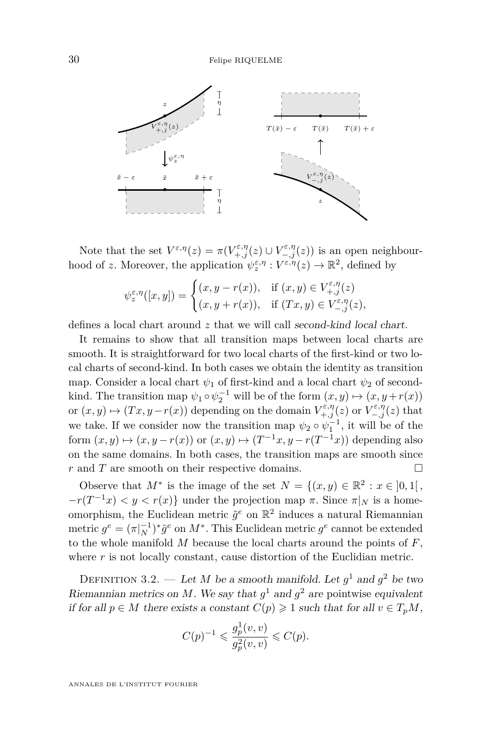Note that the set $V^{\varepsilon,\eta}(z) = \pi(V^{\varepsilon,\eta}_{+,j}(z) \cup V^{\varepsilon,\eta}_{-,j}(z))$ is an open neighbourhood of $z$. Moreover, the application $\psi^{\varepsilon,\eta}_z : V^{\varepsilon,\eta}(z) \to \mathbb{R}^2$, defined by

$$\psi^{\varepsilon,\eta}_z([x,y]) = \begin{cases} (x, y - r(x)), & \text{if } (x,y) \in V^{\varepsilon,\eta}_{+,j}(z) \\ (x, y + r(x)), & \text{if } (Tx, y) \in V^{\varepsilon,\eta}_{-,j}(z), \end{cases}$$

defines a local chart around $z$ that we will call *second-kind local chart*.

It remains to show that all transition maps between local charts are smooth. It is straightforward for two local charts of the first-kind or two local charts of second-kind. In both cases we obtain the identity as transition map. Consider a local chart $\psi_1$ of first-kind and a local chart $\psi_2$ of second-kind. The transition map $\psi_1 \circ \psi_2^{-1}$ will be of the form $(x,y) \mapsto (x, y + r(x))$ or $(x,y) \mapsto (Tx, y - r(x))$ depending on the domain $V^{\varepsilon,\eta}_{+,j}(z)$ or $V^{\varepsilon,\eta}_{-,j}(z)$ that we take. If we consider now the transition map $\psi_2 \circ \psi_1^{-1}$, it will be of the form $(x,y) \mapsto (x, y - r(x))$ or $(x,y) \mapsto (T^{-1}x, y - r(T^{-1}x))$ depending also on the same domains. In both cases, the transition maps are smooth since $r$ and $T$ are smooth on their respective domains. □

Observe that $M^*$ is the image of the set $N = \{(x,y) \in \mathbb{R}^2 : x \in ]0,1[\,, -r(T^{-1}x) < y < r(x)\}$ under the projection map $\pi$. Since $\pi|_N$ is a homeomorphism, the Euclidean metric $\tilde{g}^e$ on $\mathbb{R}^2$ induces a natural Riemannian metric $g^e = (\pi|_N^{-1})^* \tilde{g}^e$ on $M^*$. This Euclidean metric $g^e$ cannot be extended to the whole manifold $M$ because the local charts around the points of $F$, where $r$ is not locally constant, cause distortion of the Euclidian metric.

Definition 3.2. — *Let $M$ be a smooth manifold. Let $g^1$ and $g^2$ be two Riemannian metrics on $M$. We say that $g^1$ and $g^2$ are* pointwise *equivalent if for all $p \in M$ there exists a constant $C(p) \geqslant 1$ such that for all $v \in T_pM$,*

$$C(p)^{-1} \leqslant \frac{g^1_p(v,v)}{g^2_p(v,v)} \leqslant C(p).$$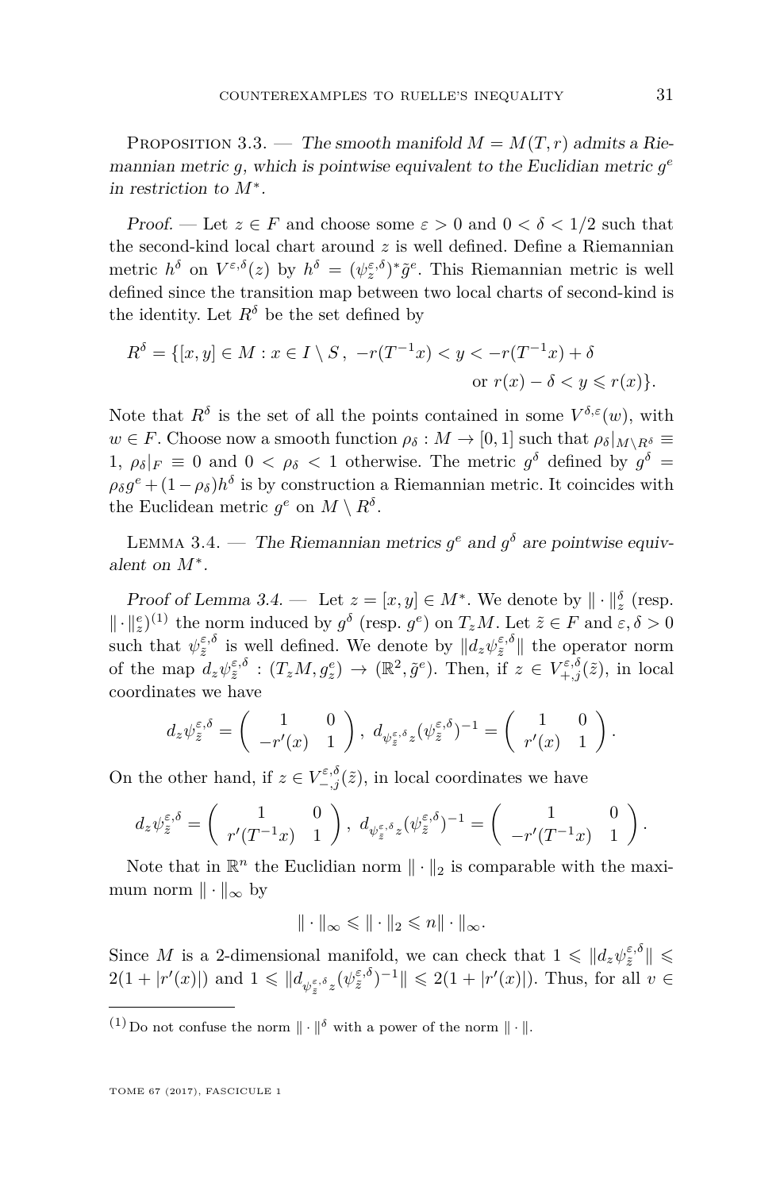Proposition 3.3. — *The smooth manifold $M = M(T, r)$ admits a Riemannian metric $g$, which is pointwise equivalent to the Euclidian metric $g^e$ in restriction to $M^*$.*

*Proof.* — Let $z \in F$ and choose some $\varepsilon > 0$ and $0 < \delta < 1/2$ such that the second-kind local chart around $z$ is well defined. Define a Riemannian metric $h^\delta$ on $V^{\varepsilon,\delta}(z)$ by $h^\delta = (\psi_z^{\varepsilon,\delta})^* \tilde{g}^e$. This Riemannian metric is well defined since the transition map between two local charts of second-kind is the identity. Let $R^\delta$ be the set defined by

$$R^\delta = \{[x,y] \in M : x \in I \setminus S\,,\ -r(T^{-1}x) < y < -r(T^{-1}x) + \delta \\ \text{or } r(x) - \delta < y \leqslant r(x)\}.$$

Note that $R^\delta$ is the set of all the points contained in some $V^{\delta,\varepsilon}(w)$, with $w \in F$. Choose now a smooth function $\rho_\delta : M \to [0,1]$ such that $\rho_\delta|_{M \setminus R^\delta} \equiv 1$, $\rho_\delta|_F \equiv 0$ and $0 < \rho_\delta < 1$ otherwise. The metric $g^\delta$ defined by $g^\delta = \rho_\delta g^e + (1 - \rho_\delta) h^\delta$ is by construction a Riemannian metric. It coincides with the Euclidean metric $g^e$ on $M \setminus R^\delta$.

Lemma 3.4. — *The Riemannian metrics $g^e$ and $g^\delta$ are pointwise equivalent on $M^*$.*

*Proof of Lemma 3.4.* — Let $z = [x, y] \in M^*$. We denote by $\|\cdot\|_z^\delta$ (resp. $\|\cdot\|_z^e$)[(1)] the norm induced by $g^\delta$ (resp. $g^e$) on $T_z M$. Let $\tilde{z} \in F$ and $\varepsilon, \delta > 0$ such that $\psi_{\tilde{z}}^{\varepsilon,\delta}$ is well defined. We denote by $\|d_z \psi_{\tilde{z}}^{\varepsilon,\delta}\|$ the operator norm of the map $d_z \psi_{\tilde{z}}^{\varepsilon,\delta} : (T_z M, g_z^e) \to (\mathbb{R}^2, \tilde{g}^e)$. Then, if $z \in V_{+,j}^{\varepsilon,\delta}(\tilde{z})$, in local coordinates we have

$$d_z \psi_{\tilde{z}}^{\varepsilon,\delta} = \begin{pmatrix} 1 & 0 \\ -r'(x) & 1 \end{pmatrix},\ d_{\psi_{\tilde{z}}^{\varepsilon,\delta} z} (\psi_{\tilde{z}}^{\varepsilon,\delta})^{-1} = \begin{pmatrix} 1 & 0 \\ r'(x) & 1 \end{pmatrix}.$$

On the other hand, if $z \in V_{-,j}^{\varepsilon,\delta}(\tilde{z})$, in local coordinates we have

$$d_z \psi_{\tilde{z}}^{\varepsilon,\delta} = \begin{pmatrix} 1 & 0 \\ r'(T^{-1}x) & 1 \end{pmatrix},\ d_{\psi_{\tilde{z}}^{\varepsilon,\delta} z} (\psi_{\tilde{z}}^{\varepsilon,\delta})^{-1} = \begin{pmatrix} 1 & 0 \\ -r'(T^{-1}x) & 1 \end{pmatrix}.$$

Note that in $\mathbb{R}^n$ the Euclidian norm $\|\cdot\|_2$ is comparable with the maximum norm $\|\cdot\|_\infty$ by

$$\|\cdot\|_\infty \leqslant \|\cdot\|_2 \leqslant n \|\cdot\|_\infty.$$

Since $M$ is a 2-dimensional manifold, we can check that $1 \leqslant \|d_z \psi_{\tilde{z}}^{\varepsilon,\delta}\| \leqslant 2(1 + |r'(x)|)$ and $1 \leqslant \|d_{\psi_{\tilde{z}}^{\varepsilon,\delta} z} (\psi_{\tilde{z}}^{\varepsilon,\delta})^{-1}\| \leqslant 2(1 + |r'(x)|)$. Thus, for all $v \in$

[(1)] Do not confuse the norm $\|\cdot\|^\delta$ with a power of the norm $\|\cdot\|$.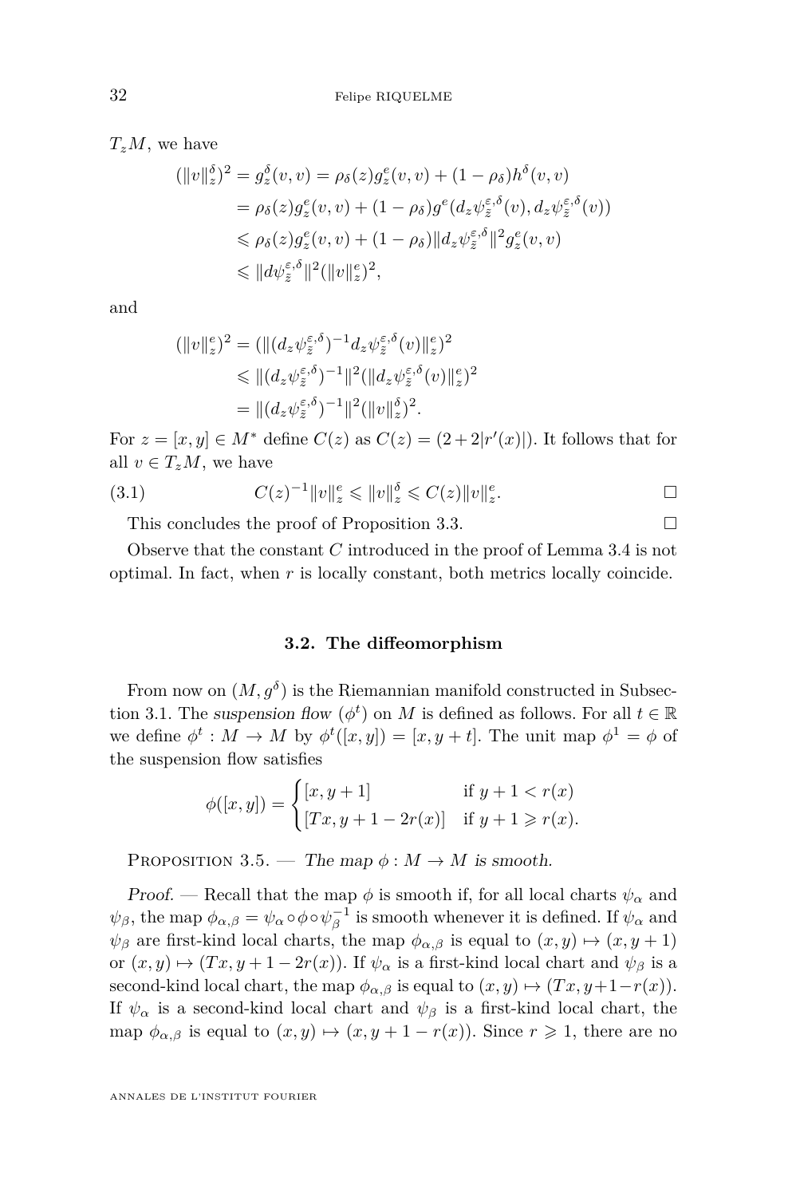$T_zM$, we have

$$\begin{aligned}
(\|v\|_z^\delta)^2 &= g_z^\delta(v,v) = \rho_\delta(z) g_z^e(v,v) + (1-\rho_\delta) h^\delta(v,v) \\
&= \rho_\delta(z) g_z^e(v,v) + (1-\rho_\delta) g^e(d_z\psi_{\tilde{z}}^{\varepsilon,\delta}(v), d_z\psi_{\tilde{z}}^{\varepsilon,\delta}(v)) \\
&\leqslant \rho_\delta(z) g_z^e(v,v) + (1-\rho_\delta)\|d_z\psi_{\tilde{z}}^{\varepsilon,\delta}\|^2 g_z^e(v,v) \\
&\leqslant \|d\psi_{\tilde{z}}^{\varepsilon,\delta}\|^2 (\|v\|_z^e)^2,
\end{aligned}$$

and

$$\begin{aligned}
(\|v\|_z^e)^2 &= (\|(d_z\psi_{\tilde{z}}^{\varepsilon,\delta})^{-1} d_z\psi_{\tilde{z}}^{\varepsilon,\delta}(v)\|_z^e)^2 \\
&\leqslant \|(d_z\psi_{\tilde{z}}^{\varepsilon,\delta})^{-1}\|^2 (\|d_z\psi_{\tilde{z}}^{\varepsilon,\delta}(v)\|_z^e)^2 \\
&= \|(d_z\psi_{\tilde{z}}^{\varepsilon,\delta})^{-1}\|^2 (\|v\|_z^\delta)^2.
\end{aligned}$$

For $z = [x,y] \in M^*$ define $C(z)$ as $C(z) = (2 + 2|r'(x)|)$. It follows that for all $v \in T_zM$, we have

$$C(z)^{-1}\|v\|_z^e \leqslant \|v\|_z^\delta \leqslant C(z)\|v\|_z^e. \tag{3.1}$$

□

This concludes the proof of Proposition 3.3. □

Observe that the constant $C$ introduced in the proof of Lemma 3.4 is not optimal. In fact, when $r$ is locally constant, both metrics locally coincide.

### 3.2. The diffeomorphism

From now on $(M, g^\delta)$ is the Riemannian manifold constructed in Subsection 3.1. The *suspension flow* $(\phi^t)$ on $M$ is defined as follows. For all $t \in \mathbb{R}$ we define $\phi^t : M \to M$ by $\phi^t([x,y]) = [x, y+t]$. The unit map $\phi^1 = \phi$ of the suspension flow satisfies

$$\phi([x,y]) = \begin{cases} [x, y+1] & \text{if } y+1 < r(x) \\ [Tx, y+1-2r(x)] & \text{if } y+1 \geqslant r(x). \end{cases}$$

Proposition 3.5. — *The map $\phi : M \to M$ is smooth.*

*Proof.* — Recall that the map $\phi$ is smooth if, for all local charts $\psi_\alpha$ and $\psi_\beta$, the map $\phi_{\alpha,\beta} = \psi_\alpha \circ \phi \circ \psi_\beta^{-1}$ is smooth whenever it is defined. If $\psi_\alpha$ and $\psi_\beta$ are first-kind local charts, the map $\phi_{\alpha,\beta}$ is equal to $(x,y) \mapsto (x, y+1)$ or $(x,y) \mapsto (Tx, y+1-2r(x))$. If $\psi_\alpha$ is a first-kind local chart and $\psi_\beta$ is a second-kind local chart, the map $\phi_{\alpha,\beta}$ is equal to $(x,y) \mapsto (Tx, y+1-r(x))$. If $\psi_\alpha$ is a second-kind local chart and $\psi_\beta$ is a first-kind local chart, the map $\phi_{\alpha,\beta}$ is equal to $(x,y) \mapsto (x, y+1-r(x))$. Since $r \geqslant 1$, there are no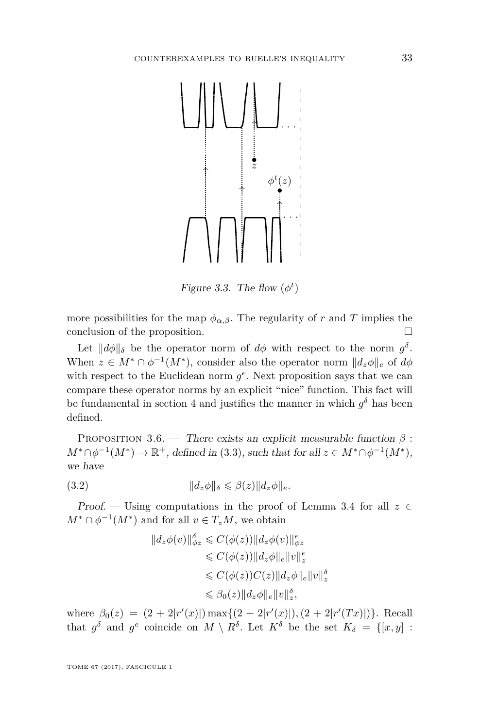Figure 3.3. The flow $(\phi^t)$

more possibilities for the map $\phi_{\alpha,\beta}$. The regularity of $r$ and $T$ implies the conclusion of the proposition. □

Let $\|d\phi\|_\delta$ be the operator norm of $d\phi$ with respect to the norm $g^\delta$. When $z \in M^* \cap \phi^{-1}(M^*)$, consider also the operator norm $\|d_z\phi\|_e$ of $d\phi$ with respect to the Euclidean norm $g^e$. Next proposition says that we can compare these operator norms by an explicit "nice" function. This fact will be fundamental in section 4 and justifies the manner in which $g^\delta$ has been defined.

Proposition 3.6. — *There exists an explicit measurable function $\beta : M^* \cap \phi^{-1}(M^*) \to \mathbb{R}^+$, defined in (3.3), such that for all $z \in M^* \cap \phi^{-1}(M^*)$, we have*

$$\|d_z\phi\|_\delta \leqslant \beta(z)\|d_z\phi\|_e. \tag{3.2}$$

*Proof.* — Using computations in the proof of Lemma 3.4 for all $z \in M^* \cap \phi^{-1}(M^*)$ and for all $v \in T_zM$, we obtain

$$\begin{aligned}
\|d_z\phi(v)\|^\delta_{\phi z} &\leqslant C(\phi(z))\|d_z\phi(v)\|^e_{\phi z} \\
&\leqslant C(\phi(z))\|d_z\phi\|_e\|v\|^e_z \\
&\leqslant C(\phi(z))C(z)\|d_z\phi\|_e\|v\|^\delta_z \\
&\leqslant \beta_0(z)\|d_z\phi\|_e\|v\|^\delta_z,
\end{aligned}$$

where $\beta_0(z) = (2 + 2|r'(x)|)\max\{(2 + 2|r'(x)|), (2 + 2|r'(Tx)|)\}$. Recall that $g^\delta$ and $g^e$ coincide on $M \setminus R^\delta$. Let $K^\delta$ be the set $K_\delta = \{[x, y] :$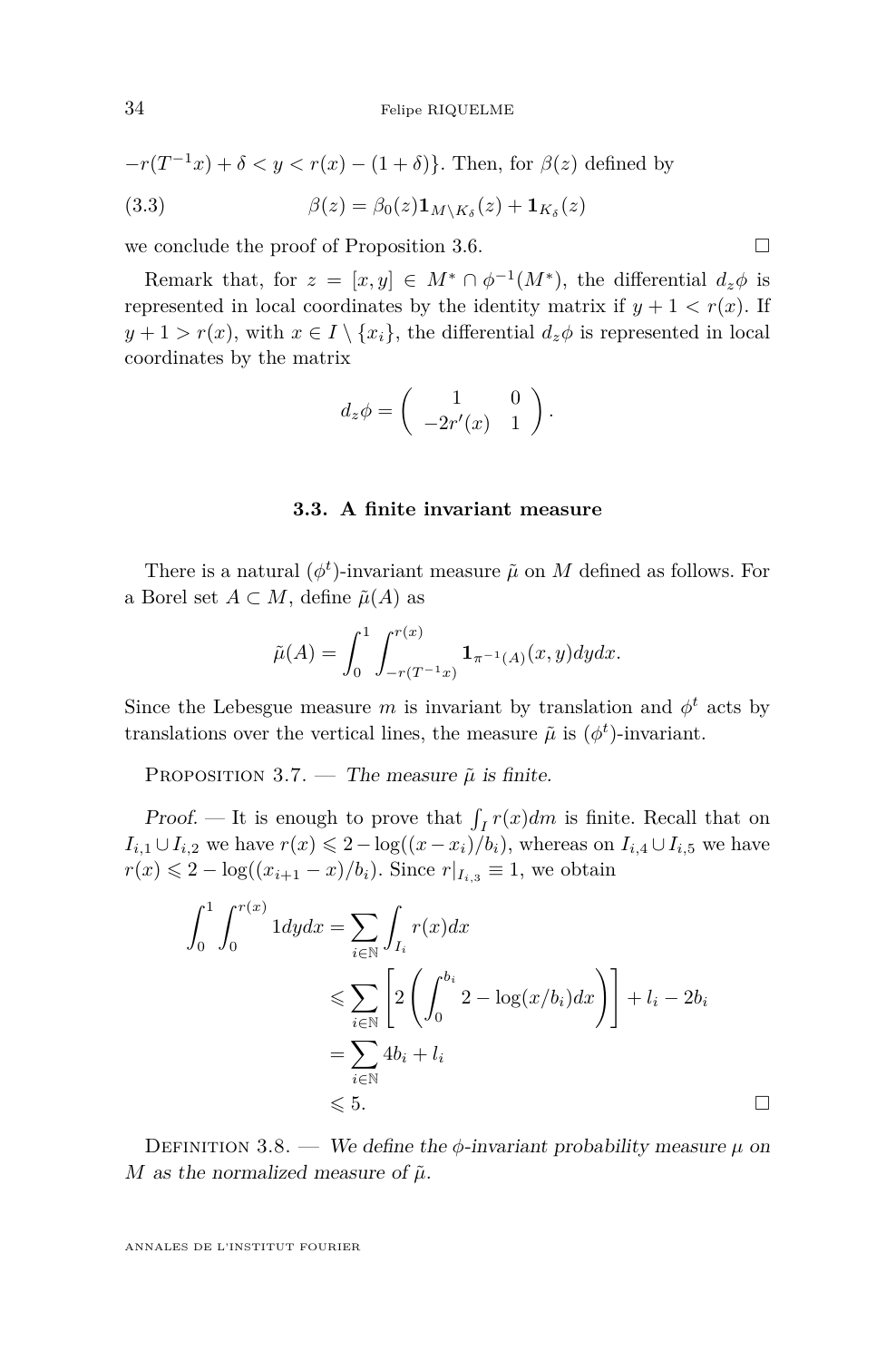$-r(T^{-1}x) + \delta < y < r(x) - (1+\delta)\}$. Then, for $\beta(z)$ defined by

$$\beta(z) = \beta_0(z)\mathbf{1}_{M\setminus K_\delta}(z) + \mathbf{1}_{K_\delta}(z) \tag{3.3}$$

we conclude the proof of Proposition 3.6. □

Remark that, for $z = [x,y] \in M^* \cap \phi^{-1}(M^*)$, the differential $d_z\phi$ is represented in local coordinates by the identity matrix if $y+1 < r(x)$. If $y+1 > r(x)$, with $x \in I \setminus \{x_i\}$, the differential $d_z\phi$ is represented in local coordinates by the matrix

$$d_z\phi = \begin{pmatrix} 1 & 0 \\ -2r'(x) & 1 \end{pmatrix}.$$

### 3.3. A finite invariant measure

There is a natural $(\phi^t)$-invariant measure $\tilde{\mu}$ on $M$ defined as follows. For a Borel set $A \subset M$, define $\tilde{\mu}(A)$ as

$$\tilde{\mu}(A) = \int_0^1 \int_{-r(T^{-1}x)}^{r(x)} \mathbf{1}_{\pi^{-1}(A)}(x,y)dydx.$$

Since the Lebesgue measure $m$ is invariant by translation and $\phi^t$ acts by translations over the vertical lines, the measure $\tilde{\mu}$ is $(\phi^t)$-invariant.

Proposition 3.7. — *The measure $\tilde{\mu}$ is finite.*

*Proof.* — It is enough to prove that $\int_I r(x)dm$ is finite. Recall that on $I_{i,1} \cup I_{i,2}$ we have $r(x) \leqslant 2 - \log((x-x_i)/b_i)$, whereas on $I_{i,4} \cup I_{i,5}$ we have $r(x) \leqslant 2 - \log((x_{i+1}-x)/b_i)$. Since $r|_{I_{i,3}} \equiv 1$, we obtain

$$\begin{aligned}
\int_0^1 \int_0^{r(x)} 1dydx &= \sum_{i\in\mathbb{N}} \int_{I_i} r(x)dx \\
&\leqslant \sum_{i\in\mathbb{N}} \left[2\left(\int_0^{b_i} 2 - \log(x/b_i)dx\right)\right] + l_i - 2b_i \\
&= \sum_{i\in\mathbb{N}} 4b_i + l_i \\
&\leqslant 5.
\end{aligned}$$

□

Definition 3.8. — *We define the $\phi$-invariant probability measure $\mu$ on $M$ as the normalized measure of $\tilde{\mu}$.*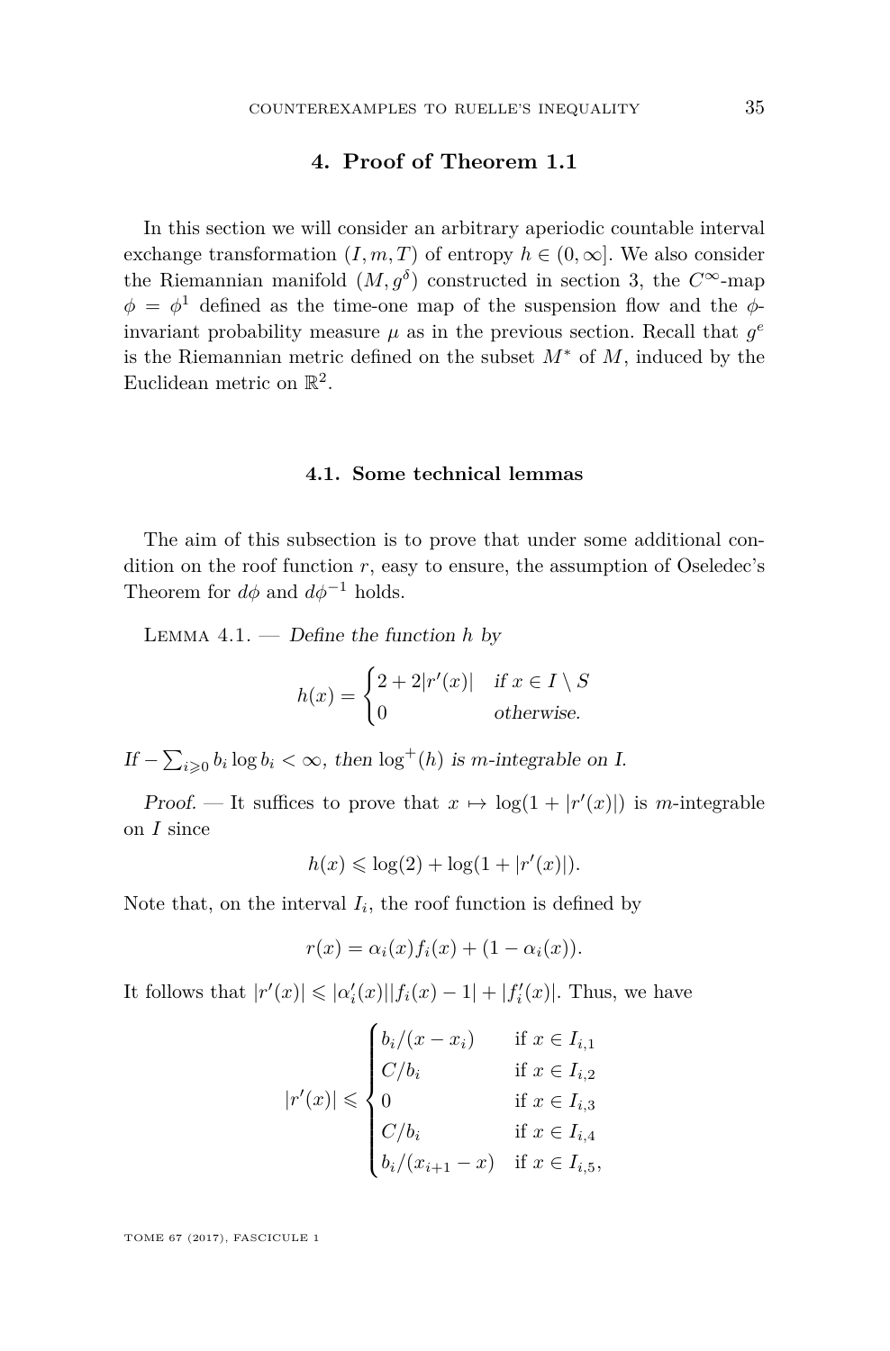## 4. Proof of Theorem 1.1

In this section we will consider an arbitrary aperiodic countable interval exchange transformation $(I, m, T)$ of entropy $h \in (0, \infty]$. We also consider the Riemannian manifold $(M, g^\delta)$ constructed in section 3, the $C^\infty$-map $\phi = \phi^1$ defined as the time-one map of the suspension flow and the $\phi$-invariant probability measure $\mu$ as in the previous section. Recall that $g^e$ is the Riemannian metric defined on the subset $M^*$ of $M$, induced by the Euclidean metric on $\mathbb{R}^2$.

### 4.1. Some technical lemmas

The aim of this subsection is to prove that under some additional condition on the roof function $r$, easy to ensure, the assumption of Oseledec's Theorem for $d\phi$ and $d\phi^{-1}$ holds.

Lemma 4.1. — *Define the function $h$ by*

$$h(x) = \begin{cases} 2 + 2|r'(x)| & \text{if } x \in I \setminus S \\ 0 & \text{otherwise.} \end{cases}$$

*If $-\sum_{i\geqslant 0} b_i \log b_i < \infty$, then $\log^+(h)$ is $m$-integrable on $I$.*

*Proof.* — It suffices to prove that $x \mapsto \log(1 + |r'(x)|)$ is $m$-integrable on $I$ since

$$h(x) \leqslant \log(2) + \log(1 + |r'(x)|).$$

Note that, on the interval $I_i$, the roof function is defined by

$$r(x) = \alpha_i(x) f_i(x) + (1 - \alpha_i(x)).$$

It follows that $|r'(x)| \leqslant |\alpha_i'(x)||f_i(x) - 1| + |f_i'(x)|$. Thus, we have

$$|r'(x)| \leqslant \begin{cases} b_i/(x - x_i) & \text{if } x \in I_{i,1} \\ C/b_i & \text{if } x \in I_{i,2} \\ 0 & \text{if } x \in I_{i,3} \\ C/b_i & \text{if } x \in I_{i,4} \\ b_i/(x_{i+1} - x) & \text{if } x \in I_{i,5}, \end{cases}$$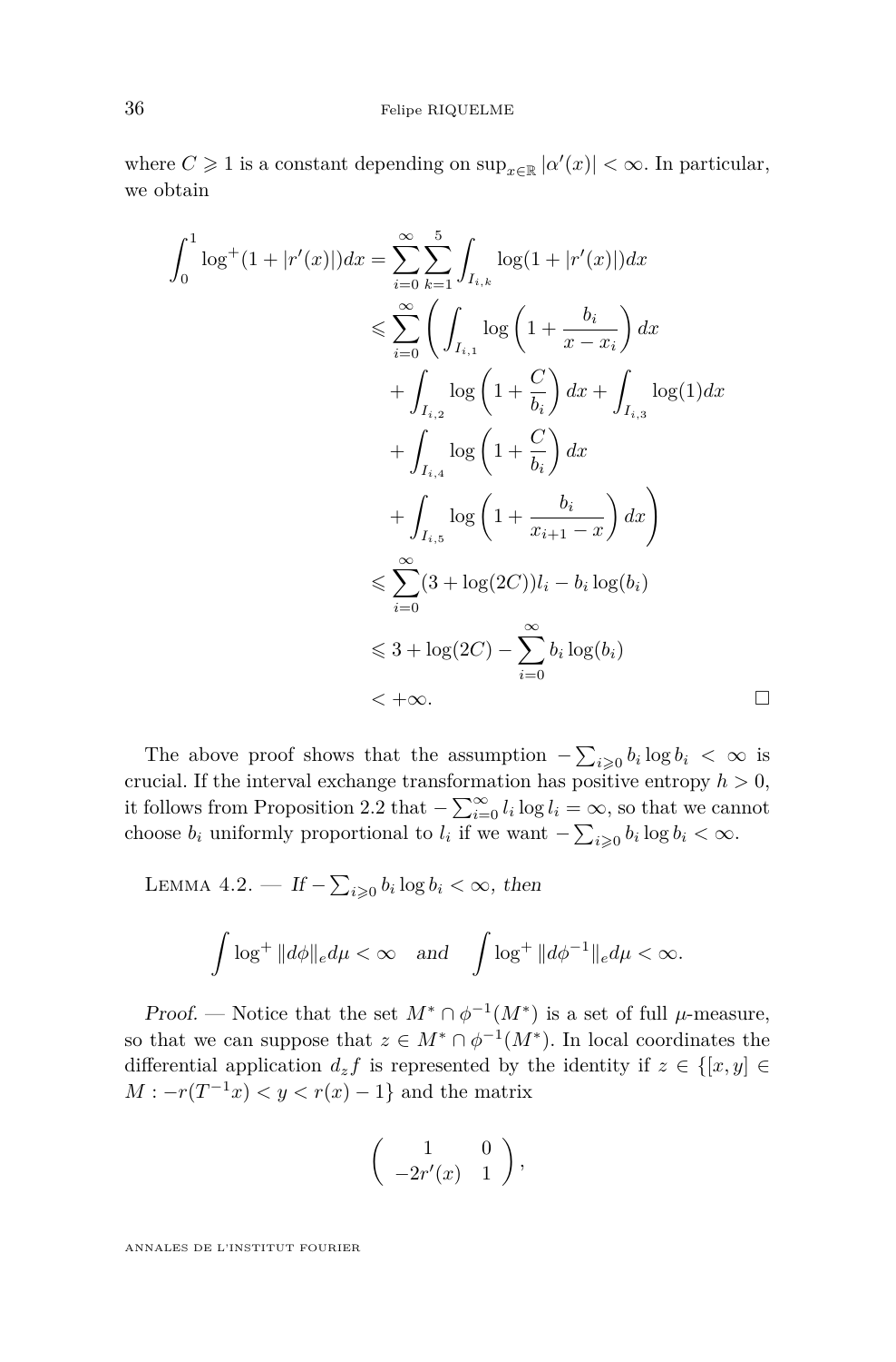where $C \geqslant 1$ is a constant depending on $\sup_{x\in\mathbb{R}} |\alpha'(x)| < \infty$. In particular, we obtain

$$
\begin{aligned}
\int_0^1 \log^+(1+|r'(x)|)dx &= \sum_{i=0}^{\infty}\sum_{k=1}^{5}\int_{I_{i,k}} \log(1+|r'(x)|)dx \\
&\leqslant \sum_{i=0}^{\infty}\Bigg(\int_{I_{i,1}} \log\left(1+\frac{b_i}{x-x_i}\right)dx \\
&\quad + \int_{I_{i,2}} \log\left(1+\frac{C}{b_i}\right)dx + \int_{I_{i,3}} \log(1)dx \\
&\quad + \int_{I_{i,4}} \log\left(1+\frac{C}{b_i}\right)dx \\
&\quad + \int_{I_{i,5}} \log\left(1+\frac{b_i}{x_{i+1}-x}\right)dx\Bigg) \\
&\leqslant \sum_{i=0}^{\infty}(3+\log(2C))l_i - b_i\log(b_i) \\
&\leqslant 3+\log(2C) - \sum_{i=0}^{\infty} b_i\log(b_i) \\
&< +\infty. \qquad \square
\end{aligned}
$$

The above proof shows that the assumption $-\sum_{i\geqslant 0} b_i \log b_i < \infty$ is crucial. If the interval exchange transformation has positive entropy $h > 0$, it follows from Proposition 2.2 that $-\sum_{i=0}^{\infty} l_i \log l_i = \infty$, so that we cannot choose $b_i$ uniformly proportional to $l_i$ if we want $-\sum_{i\geqslant 0} b_i \log b_i < \infty$.

Lemma 4.2. — *If $-\sum_{i\geqslant 0} b_i \log b_i < \infty$, then*

$$
\int \log^+ \|d\phi\|_e d\mu < \infty \quad \text{and} \quad \int \log^+ \|d\phi^{-1}\|_e d\mu < \infty.
$$

*Proof.* — Notice that the set $M^* \cap \phi^{-1}(M^*)$ is a set of full $\mu$-measure, so that we can suppose that $z \in M^* \cap \phi^{-1}(M^*)$. In local coordinates the differential application $d_z f$ is represented by the identity if $z \in \{[x,y] \in M : -r(T^{-1}x) < y < r(x)-1\}$ and the matrix

$$
\begin{pmatrix} 1 & 0 \\ -2r'(x) & 1 \end{pmatrix},
$$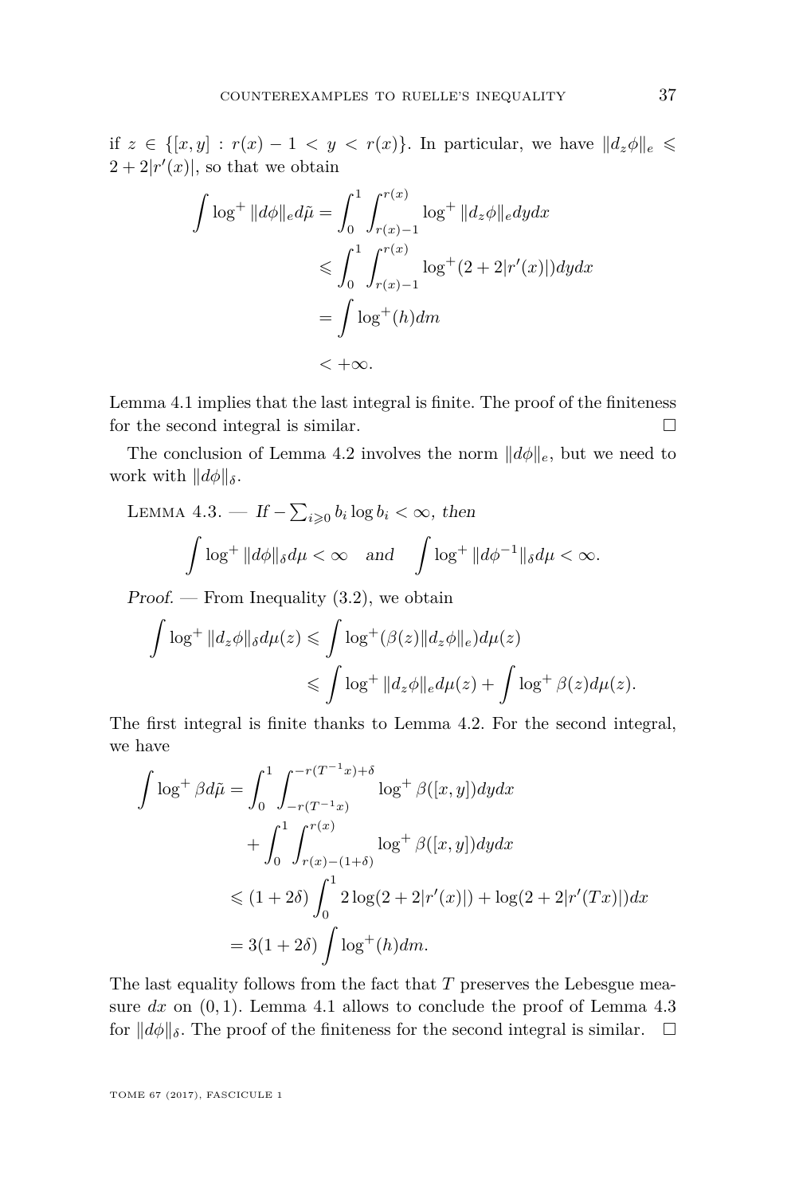if $z \in \{[x,y] : r(x) - 1 < y < r(x)\}$. In particular, we have $\|d_z\phi\|_e \leqslant 2 + 2|r'(x)|$, so that we obtain

$$
\begin{aligned}
\int \log^+ \|d\phi\|_e d\tilde{\mu} &= \int_0^1 \int_{r(x)-1}^{r(x)} \log^+ \|d_z\phi\|_e dy dx \\
&\leqslant \int_0^1 \int_{r(x)-1}^{r(x)} \log^+(2 + 2|r'(x)|) dy dx \\
&= \int \log^+(h) dm \\
&< +\infty.
\end{aligned}
$$

Lemma 4.1 implies that the last integral is finite. The proof of the finiteness for the second integral is similar. $\square$

The conclusion of Lemma 4.2 involves the norm $\|d\phi\|_e$, but we need to work with $\|d\phi\|_\delta$.

Lemma 4.3. — *If $-\sum_{i\geqslant 0} b_i \log b_i < \infty$, then*

$$
\int \log^+ \|d\phi\|_\delta d\mu < \infty \quad \textit{and} \quad \int \log^+ \|d\phi^{-1}\|_\delta d\mu < \infty.
$$

*Proof.* — From Inequality (3.2), we obtain

$$
\begin{aligned}
\int \log^+ \|d_z\phi\|_\delta d\mu(z) &\leqslant \int \log^+(\beta(z)\|d_z\phi\|_e) d\mu(z) \\
&\leqslant \int \log^+ \|d_z\phi\|_e d\mu(z) + \int \log^+ \beta(z) d\mu(z).
\end{aligned}
$$

The first integral is finite thanks to Lemma 4.2. For the second integral, we have

$$
\begin{aligned}
\int \log^+ \beta d\tilde{\mu} &= \int_0^1 \int_{-r(T^{-1}x)}^{-r(T^{-1}x)+\delta} \log^+ \beta([x,y]) dy dx \\
&\quad + \int_0^1 \int_{r(x)-(1+\delta)}^{r(x)} \log^+ \beta([x,y]) dy dx \\
&\leqslant (1 + 2\delta) \int_0^1 2\log(2 + 2|r'(x)|) + \log(2 + 2|r'(Tx)|) dx \\
&= 3(1 + 2\delta) \int \log^+(h) dm.
\end{aligned}
$$

The last equality follows from the fact that $T$ preserves the Lebesgue measure $dx$ on $(0,1)$. Lemma 4.1 allows to conclude the proof of Lemma 4.3 for $\|d\phi\|_\delta$. The proof of the finiteness for the second integral is similar. $\square$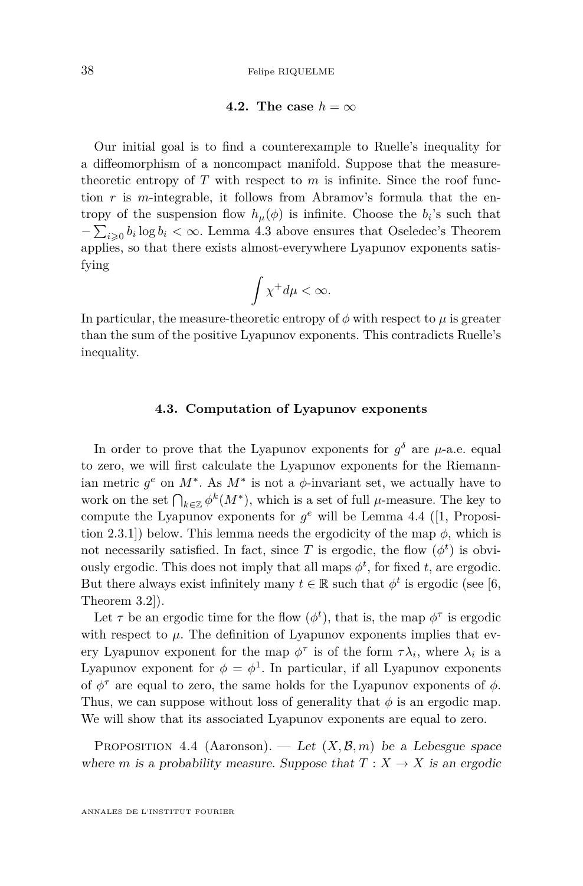### 4.2. The case $h = \infty$

Our initial goal is to find a counterexample to Ruelle's inequality for a diffeomorphism of a noncompact manifold. Suppose that the measure-theoretic entropy of $T$ with respect to $m$ is infinite. Since the roof function $r$ is $m$-integrable, it follows from Abramov's formula that the entropy of the suspension flow $h_\mu(\phi)$ is infinite. Choose the $b_i$'s such that $-\sum_{i\geqslant 0} b_i \log b_i < \infty$. Lemma 4.3 above ensures that Oseledec's Theorem applies, so that there exists almost-everywhere Lyapunov exponents satisfying

$$\int \chi^+ d\mu < \infty.$$

In particular, the measure-theoretic entropy of $\phi$ with respect to $\mu$ is greater than the sum of the positive Lyapunov exponents. This contradicts Ruelle's inequality.

### 4.3. Computation of Lyapunov exponents

In order to prove that the Lyapunov exponents for $g^\delta$ are $\mu$-a.e. equal to zero, we will first calculate the Lyapunov exponents for the Riemannian metric $g^e$ on $M^*$. As $M^*$ is not a $\phi$-invariant set, we actually have to work on the set $\bigcap_{k\in\mathbb{Z}} \phi^k(M^*)$, which is a set of full $\mu$-measure. The key to compute the Lyapunov exponents for $g^e$ will be Lemma 4.4 ([1, Proposition 2.3.1]) below. This lemma needs the ergodicity of the map $\phi$, which is not necessarily satisfied. In fact, since $T$ is ergodic, the flow $(\phi^t)$ is obviously ergodic. This does not imply that all maps $\phi^t$, for fixed $t$, are ergodic. But there always exist infinitely many $t \in \mathbb{R}$ such that $\phi^t$ is ergodic (see [6, Theorem 3.2]).

Let $\tau$ be an ergodic time for the flow $(\phi^t)$, that is, the map $\phi^\tau$ is ergodic with respect to $\mu$. The definition of Lyapunov exponents implies that every Lyapunov exponent for the map $\phi^\tau$ is of the form $\tau\lambda_i$, where $\lambda_i$ is a Lyapunov exponent for $\phi = \phi^1$. In particular, if all Lyapunov exponents of $\phi^\tau$ are equal to zero, the same holds for the Lyapunov exponents of $\phi$. Thus, we can suppose without loss of generality that $\phi$ is an ergodic map. We will show that its associated Lyapunov exponents are equal to zero.

Proposition 4.4 (Aaronson). — *Let $(X, \mathcal{B}, m)$ be a Lebesgue space where $m$ is a probability measure. Suppose that $T : X \to X$ is an ergodic*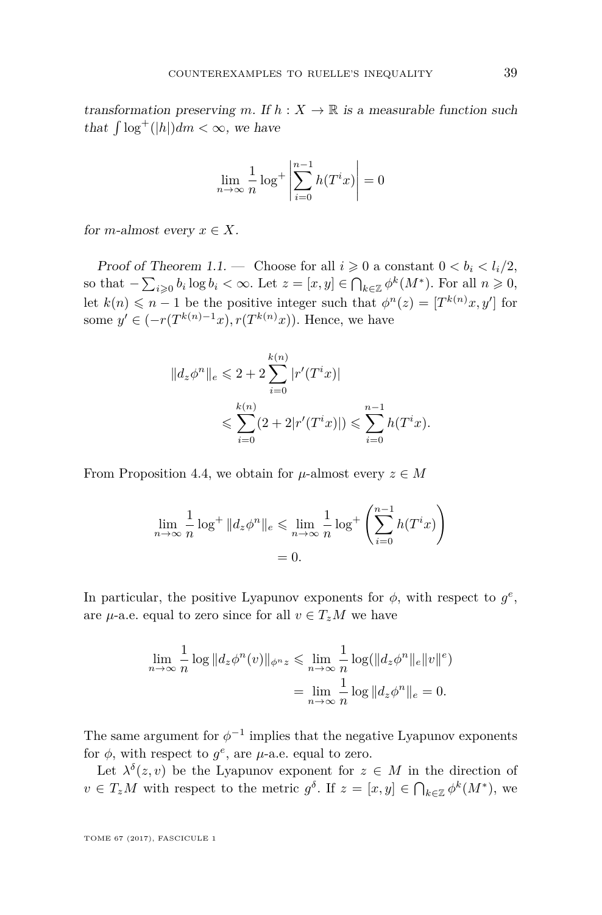*transformation preserving $m$. If $h : X \to \mathbb{R}$ is a measurable function such that $\int \log^+(|h|)dm < \infty$, we have*

$$\lim_{n\to\infty} \frac{1}{n} \log^+ \left| \sum_{i=0}^{n-1} h(T^i x) \right| = 0$$

*for $m$-almost every $x \in X$.*

*Proof of Theorem 1.1.* — Choose for all $i \geqslant 0$ a constant $0 < b_i < l_i/2$, so that $-\sum_{i\geqslant 0} b_i \log b_i < \infty$. Let $z = [x, y] \in \bigcap_{k\in\mathbb{Z}} \phi^k(M^*)$. For all $n \geqslant 0$, let $k(n) \leqslant n-1$ be the positive integer such that $\phi^n(z) = [T^{k(n)}x, y']$ for some $y' \in (-r(T^{k(n)-1}x), r(T^{k(n)}x))$. Hence, we have

$$\begin{aligned}
\|d_z\phi^n\|_e &\leqslant 2 + 2\sum_{i=0}^{k(n)} |r'(T^i x)| \\
&\leqslant \sum_{i=0}^{k(n)} (2 + 2|r'(T^i x)|) \leqslant \sum_{i=0}^{n-1} h(T^i x).
\end{aligned}$$

From Proposition 4.4, we obtain for $\mu$-almost every $z \in M$

$$\begin{aligned}
\lim_{n\to\infty} \frac{1}{n} \log^+ \|d_z\phi^n\|_e &\leqslant \lim_{n\to\infty} \frac{1}{n} \log^+ \left( \sum_{i=0}^{n-1} h(T^i x) \right) \\
&= 0.
\end{aligned}$$

In particular, the positive Lyapunov exponents for $\phi$, with respect to $g^e$, are $\mu$-a.e. equal to zero since for all $v \in T_z M$ we have

$$\begin{aligned}
\lim_{n\to\infty} \frac{1}{n} \log \|d_z\phi^n(v)\|_{\phi^n z} &\leqslant \lim_{n\to\infty} \frac{1}{n} \log(\|d_z\phi^n\|_e \|v\|^e) \\
&= \lim_{n\to\infty} \frac{1}{n} \log \|d_z\phi^n\|_e = 0.
\end{aligned}$$

The same argument for $\phi^{-1}$ implies that the negative Lyapunov exponents for $\phi$, with respect to $g^e$, are $\mu$-a.e. equal to zero.

Let $\lambda^\delta(z, v)$ be the Lyapunov exponent for $z \in M$ in the direction of $v \in T_z M$ with respect to the metric $g^\delta$. If $z = [x, y] \in \bigcap_{k\in\mathbb{Z}} \phi^k(M^*)$, we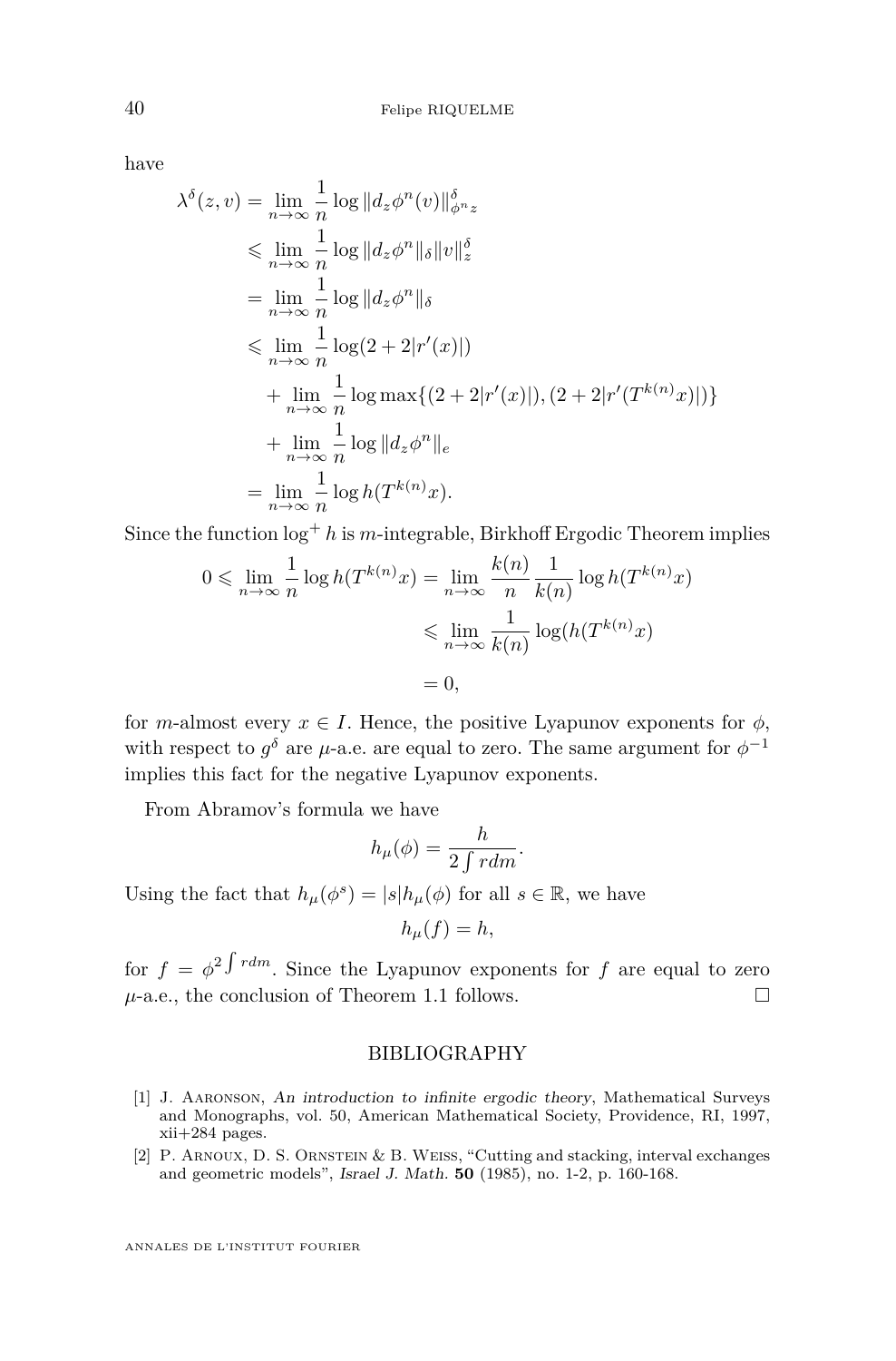have

$$
\begin{aligned}
\lambda^\delta(z,v) &= \lim_{n\to\infty} \frac{1}{n} \log \|d_z\phi^n(v)\|^\delta_{\phi^n z} \\
&\leqslant \lim_{n\to\infty} \frac{1}{n} \log \|d_z\phi^n\|_\delta \|v\|^\delta_z \\
&= \lim_{n\to\infty} \frac{1}{n} \log \|d_z\phi^n\|_\delta \\
&\leqslant \lim_{n\to\infty} \frac{1}{n} \log(2+2|r'(x)|) \\
&\quad + \lim_{n\to\infty} \frac{1}{n} \log \max\{(2+2|r'(x)|),(2+2|r'(T^{k(n)}x)|)\} \\
&\quad + \lim_{n\to\infty} \frac{1}{n} \log \|d_z\phi^n\|_e \\
&= \lim_{n\to\infty} \frac{1}{n} \log h(T^{k(n)}x).
\end{aligned}
$$

Since the function $\log^+ h$ is $m$-integrable, Birkhoff Ergodic Theorem implies

$$
\begin{aligned}
0 \leqslant \lim_{n\to\infty} \frac{1}{n} \log h(T^{k(n)}x) &= \lim_{n\to\infty} \frac{k(n)}{n} \frac{1}{k(n)} \log h(T^{k(n)}x) \\
&\leqslant \lim_{n\to\infty} \frac{1}{k(n)} \log(h(T^{k(n)}x) \\
&= 0,
\end{aligned}
$$

for $m$-almost every $x \in I$. Hence, the positive Lyapunov exponents for $\phi$, with respect to $g^\delta$ are $\mu$-a.e. are equal to zero. The same argument for $\phi^{-1}$ implies this fact for the negative Lyapunov exponents.

From Abramov's formula we have

$$
h_\mu(\phi) = \frac{h}{2\int r dm}.
$$

Using the fact that $h_\mu(\phi^s) = |s| h_\mu(\phi)$ for all $s \in \mathbb{R}$, we have

$$
h_\mu(f) = h,
$$

for $f = \phi^{2\int r dm}$. Since the Lyapunov exponents for $f$ are equal to zero $\mu$-a.e., the conclusion of Theorem 1.1 follows. □

## BIBLIOGRAPHY

[1] J. Aaronson, *An introduction to infinite ergodic theory*, Mathematical Surveys and Monographs, vol. 50, American Mathematical Society, Providence, RI, 1997, xii+284 pages.

[2] P. Arnoux, D. S. Ornstein & B. Weiss, "Cutting and stacking, interval exchanges and geometric models", *Israel J. Math.* **50** (1985), no. 1-2, p. 160-168.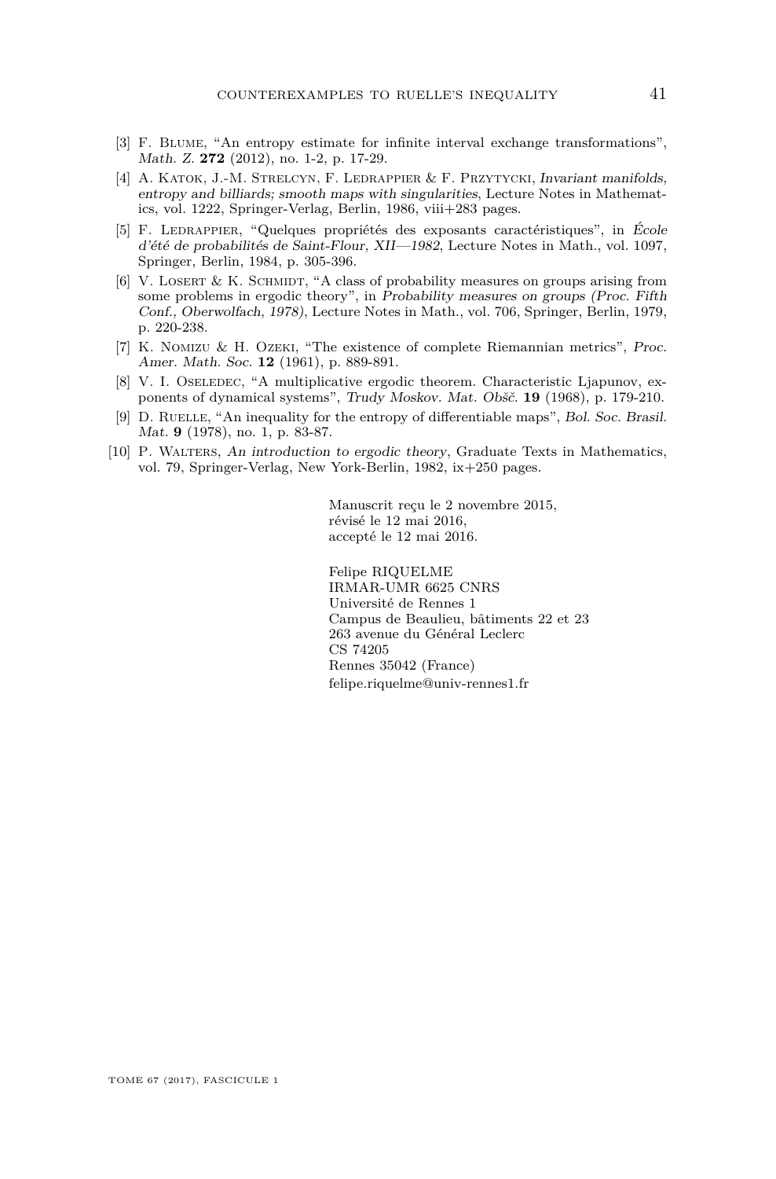[3] F. Blume, "An entropy estimate for infinite interval exchange transformations", *Math. Z.* **272** (2012), no. 1-2, p. 17-29.

[4] A. Katok, J.-M. Strelcyn, F. Ledrappier & F. Przytycki, *Invariant manifolds, entropy and billiards; smooth maps with singularities*, Lecture Notes in Mathematics, vol. 1222, Springer-Verlag, Berlin, 1986, viii+283 pages.

[5] F. Ledrappier, "Quelques propriétés des exposants caractéristiques", in *École d'été de probabilités de Saint-Flour, XII—1982*, Lecture Notes in Math., vol. 1097, Springer, Berlin, 1984, p. 305-396.

[6] V. Losert & K. Schmidt, "A class of probability measures on groups arising from some problems in ergodic theory", in *Probability measures on groups (Proc. Fifth Conf., Oberwolfach, 1978)*, Lecture Notes in Math., vol. 706, Springer, Berlin, 1979, p. 220-238.

[7] K. Nomizu & H. Ozeki, "The existence of complete Riemannian metrics", *Proc. Amer. Math. Soc.* **12** (1961), p. 889-891.

[8] V. I. Oseledec, "A multiplicative ergodic theorem. Characteristic Ljapunov, exponents of dynamical systems", *Trudy Moskov. Mat. Obšč.* **19** (1968), p. 179-210.

[9] D. Ruelle, "An inequality for the entropy of differentiable maps", *Bol. Soc. Brasil. Mat.* **9** (1978), no. 1, p. 83-87.

[10] P. Walters, *An introduction to ergodic theory*, Graduate Texts in Mathematics, vol. 79, Springer-Verlag, New York-Berlin, 1982, ix+250 pages.

Manuscrit reçu le 2 novembre 2015,
révisé le 12 mai 2016,
accepté le 12 mai 2016.

Felipe RIQUELME
IRMAR-UMR 6625 CNRS
Université de Rennes 1
Campus de Beaulieu, bâtiments 22 et 23
263 avenue du Général Leclerc
CS 74205
Rennes 35042 (France)
felipe.riquelme@univ-rennes1.fr